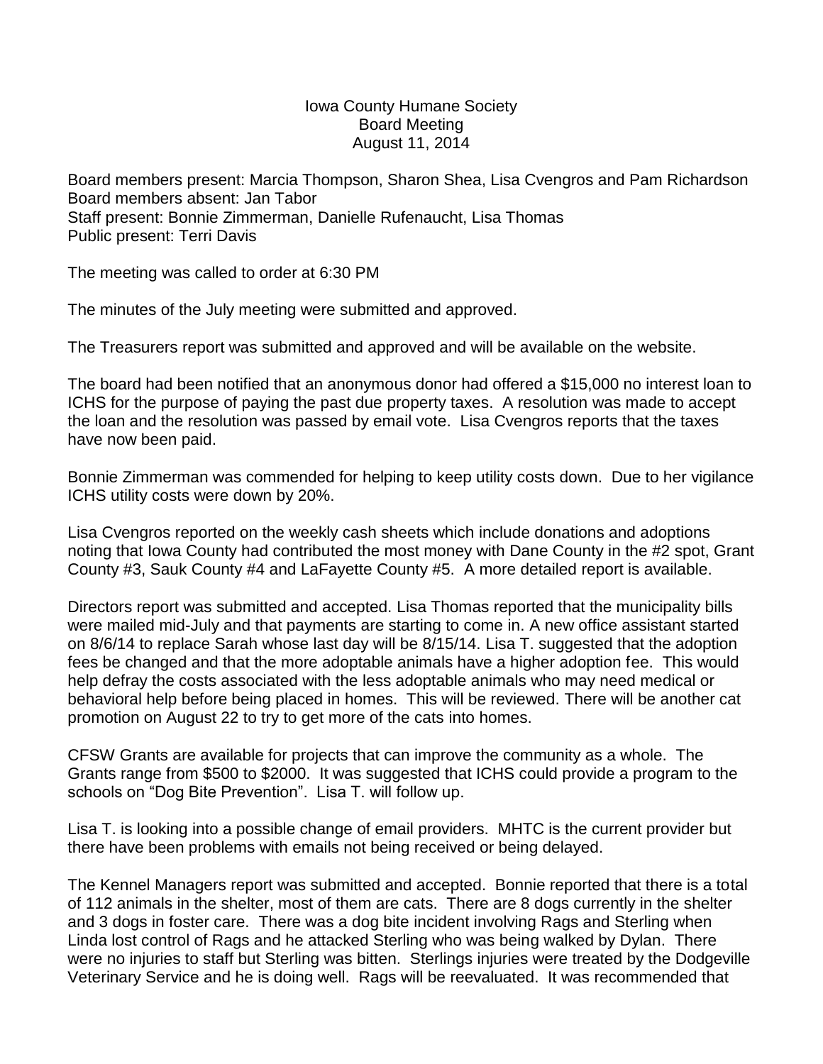# Iowa County Humane Society
## Board Meeting
### August 11, 2014

Board members present: Marcia Thompson, Sharon Shea, Lisa Cvengros and Pam Richardson
Board members absent: Jan Tabor
Staff present: Bonnie Zimmerman, Danielle Rufenaucht, Lisa Thomas
Public present: Terri Davis

The meeting was called to order at 6:30 PM

The minutes of the July meeting were submitted and approved.

The Treasurers report was submitted and approved and will be available on the website.

The board had been notified that an anonymous donor had offered a $15,000 no interest loan to ICHS for the purpose of paying the past due property taxes. A resolution was made to accept the loan and the resolution was passed by email vote. Lisa Cvengros reports that the taxes have now been paid.

Bonnie Zimmerman was commended for helping to keep utility costs down. Due to her vigilance ICHS utility costs were down by 20%.

Lisa Cvengros reported on the weekly cash sheets which include donations and adoptions noting that Iowa County had contributed the most money with Dane County in the #2 spot, Grant County #3, Sauk County #4 and LaFayette County #5. A more detailed report is available.

Directors report was submitted and accepted. Lisa Thomas reported that the municipality bills were mailed mid-July and that payments are starting to come in. A new office assistant started on 8/6/14 to replace Sarah whose last day will be 8/15/14. Lisa T. suggested that the adoption fees be changed and that the more adoptable animals have a higher adoption fee. This would help defray the costs associated with the less adoptable animals who may need medical or behavioral help before being placed in homes. This will be reviewed. There will be another cat promotion on August 22 to try to get more of the cats into homes.

CFSW Grants are available for projects that can improve the community as a whole. The Grants range from $500 to $2000. It was suggested that ICHS could provide a program to the schools on "Dog Bite Prevention". Lisa T. will follow up.

Lisa T. is looking into a possible change of email providers. MHTC is the current provider but there have been problems with emails not being received or being delayed.

The Kennel Managers report was submitted and accepted. Bonnie reported that there is a total of 112 animals in the shelter, most of them are cats. There are 8 dogs currently in the shelter and 3 dogs in foster care. There was a dog bite incident involving Rags and Sterling when Linda lost control of Rags and he attacked Sterling who was being walked by Dylan. There were no injuries to staff but Sterling was bitten. Sterlings injuries were treated by the Dodgeville Veterinary Service and he is doing well. Rags will be reevaluated. It was recommended that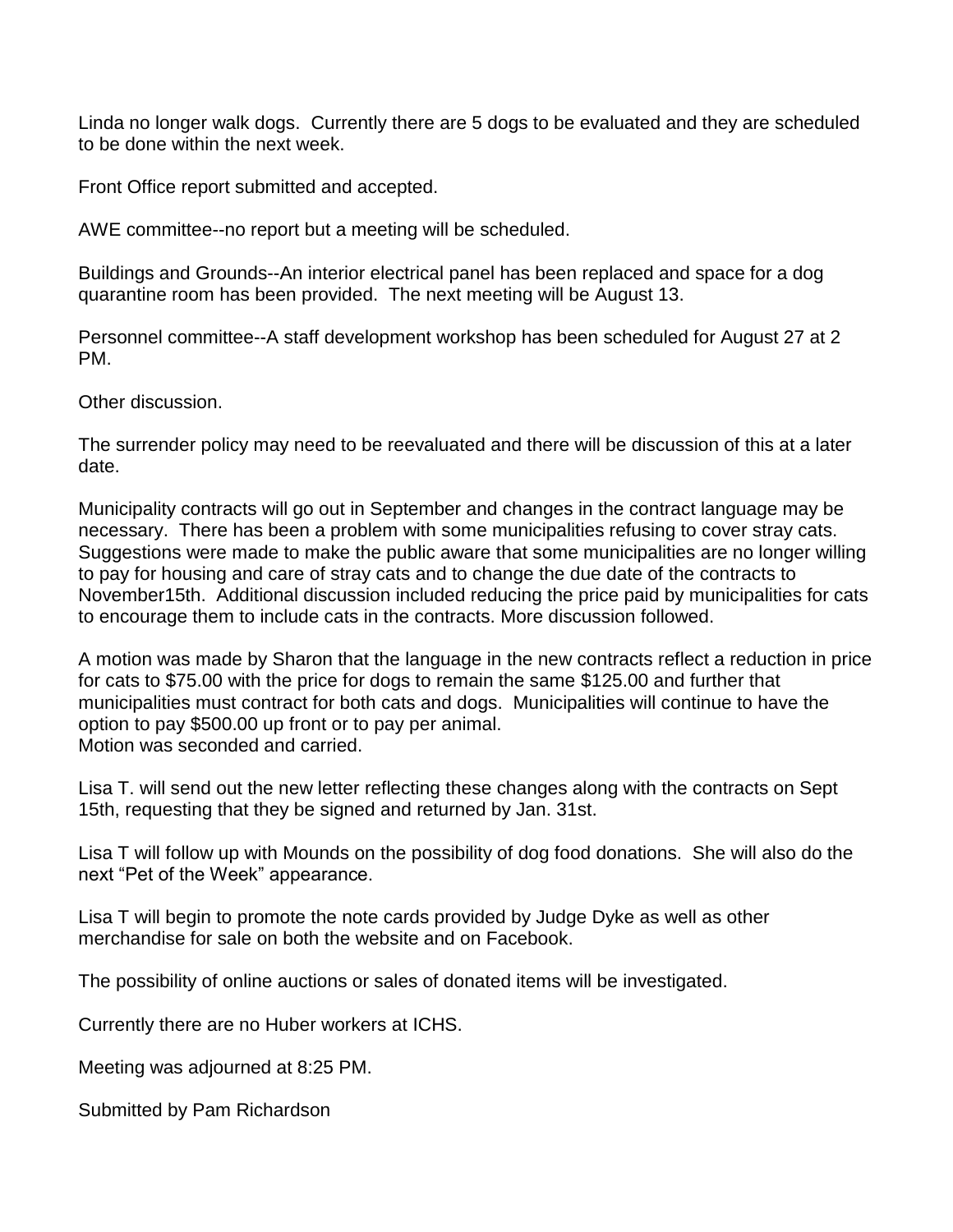Linda no longer walk dogs. Currently there are 5 dogs to be evaluated and they are scheduled to be done within the next week.

Front Office report submitted and accepted.

AWE committee--no report but a meeting will be scheduled.

Buildings and Grounds--An interior electrical panel has been replaced and space for a dog quarantine room has been provided. The next meeting will be August 13.

Personnel committee--A staff development workshop has been scheduled for August 27 at 2 PM.

Other discussion.

The surrender policy may need to be reevaluated and there will be discussion of this at a later date.

Municipality contracts will go out in September and changes in the contract language may be necessary. There has been a problem with some municipalities refusing to cover stray cats. Suggestions were made to make the public aware that some municipalities are no longer willing to pay for housing and care of stray cats and to change the due date of the contracts to November15th. Additional discussion included reducing the price paid by municipalities for cats to encourage them to include cats in the contracts. More discussion followed.

A motion was made by Sharon that the language in the new contracts reflect a reduction in price for cats to $75.00 with the price for dogs to remain the same $125.00 and further that municipalities must contract for both cats and dogs. Municipalities will continue to have the option to pay $500.00 up front or to pay per animal.
Motion was seconded and carried.

Lisa T. will send out the new letter reflecting these changes along with the contracts on Sept 15th, requesting that they be signed and returned by Jan. 31st.

Lisa T will follow up with Mounds on the possibility of dog food donations. She will also do the next "Pet of the Week" appearance.

Lisa T will begin to promote the note cards provided by Judge Dyke as well as other merchandise for sale on both the website and on Facebook.

The possibility of online auctions or sales of donated items will be investigated.

Currently there are no Huber workers at ICHS.

Meeting was adjourned at 8:25 PM.

Submitted by Pam Richardson